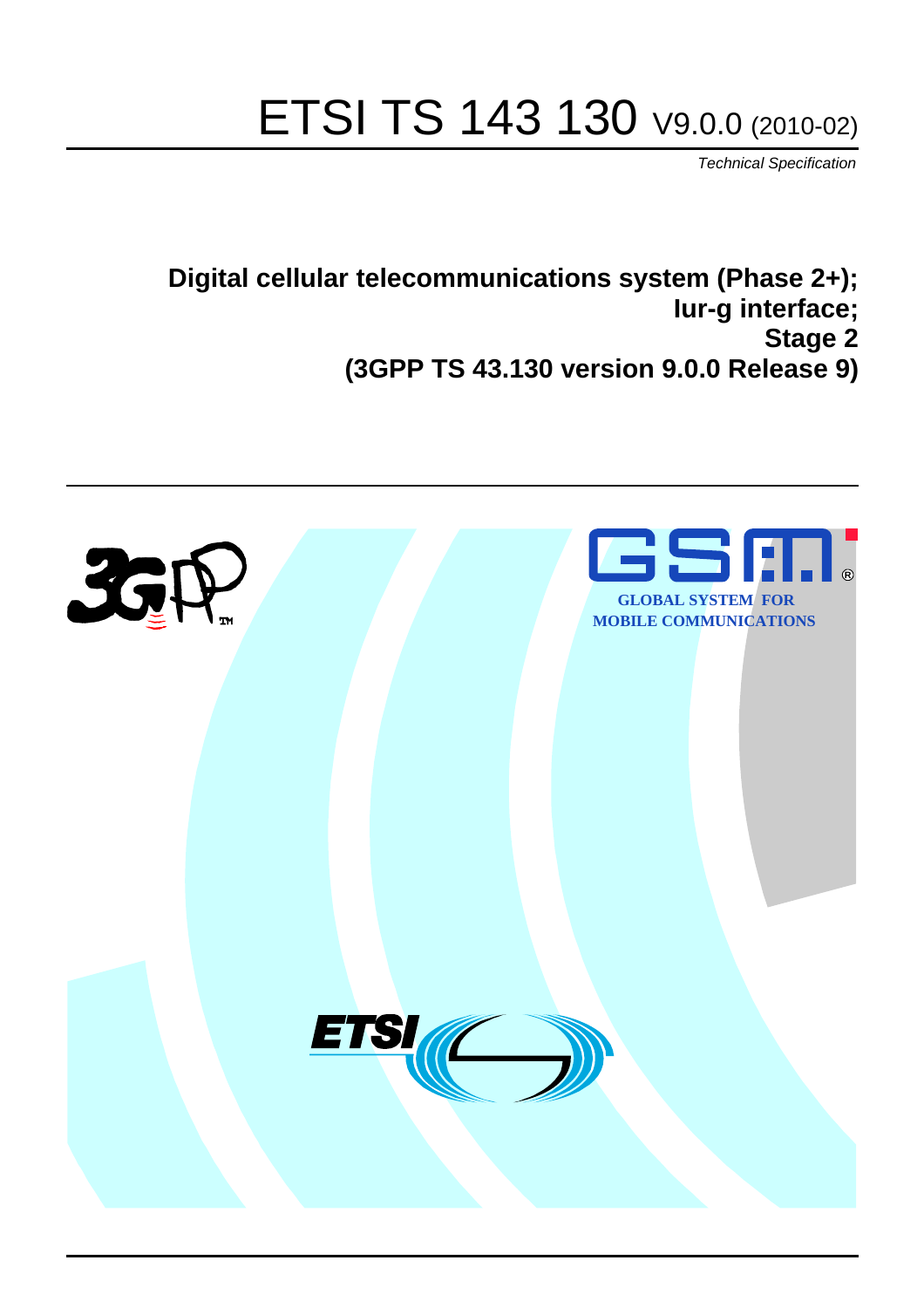# ETSI TS 143 130 V9.0.0 (2010-02)

*Technical Specification*

**Digital cellular telecommunications system (Phase 2+); Iur-g interface; Stage 2 (3GPP TS 43.130 version 9.0.0 Release 9)**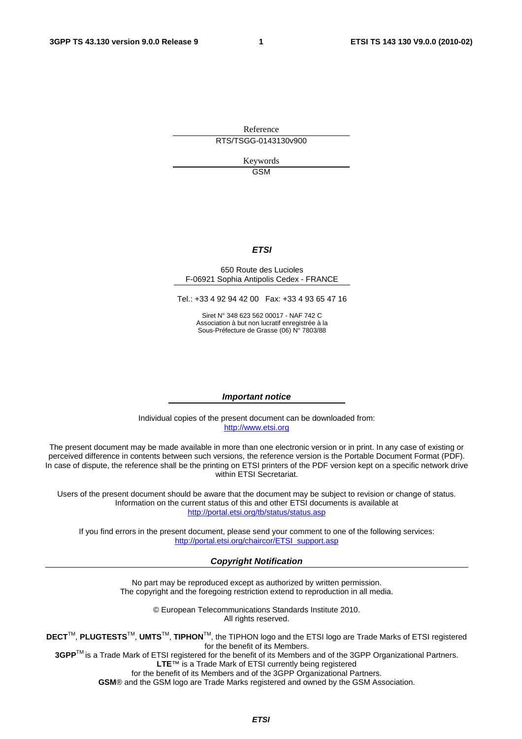Reference

RTS/TSGG-0143130v900

Keywords

GSM

***ETSI***

650 Route des Lucioles
F-06921 Sophia Antipolis Cedex - FRANCE

Tel.: +33 4 92 94 42 00 Fax: +33 4 93 65 47 16

Siret N° 348 623 562 00017 - NAF 742 C
Association à but non lucratif enregistrée à la
Sous-Préfecture de Grasse (06) N° 7803/88

***Important notice***

Individual copies of the present document can be downloaded from:
http://www.etsi.org

The present document may be made available in more than one electronic version or in print. In any case of existing or perceived difference in contents between such versions, the reference version is the Portable Document Format (PDF). In case of dispute, the reference shall be the printing on ETSI printers of the PDF version kept on a specific network drive within ETSI Secretariat.

Users of the present document should be aware that the document may be subject to revision or change of status. Information on the current status of this and other ETSI documents is available at
http://portal.etsi.org/tb/status/status.asp

If you find errors in the present document, please send your comment to one of the following services:
http://portal.etsi.org/chaircor/ETSI_support.asp

***Copyright Notification***

No part may be reproduced except as authorized by written permission.
The copyright and the foregoing restriction extend to reproduction in all media.

© European Telecommunications Standards Institute 2010.
All rights reserved.

**DECT**TM, **PLUGTESTS**TM, **UMTS**TM, **TIPHON**TM, the TIPHON logo and the ETSI logo are Trade Marks of ETSI registered for the benefit of its Members.
**3GPP**TM is a Trade Mark of ETSI registered for the benefit of its Members and of the 3GPP Organizational Partners.
**LTE**™ is a Trade Mark of ETSI currently being registered
for the benefit of its Members and of the 3GPP Organizational Partners.
**GSM**® and the GSM logo are Trade Marks registered and owned by the GSM Association.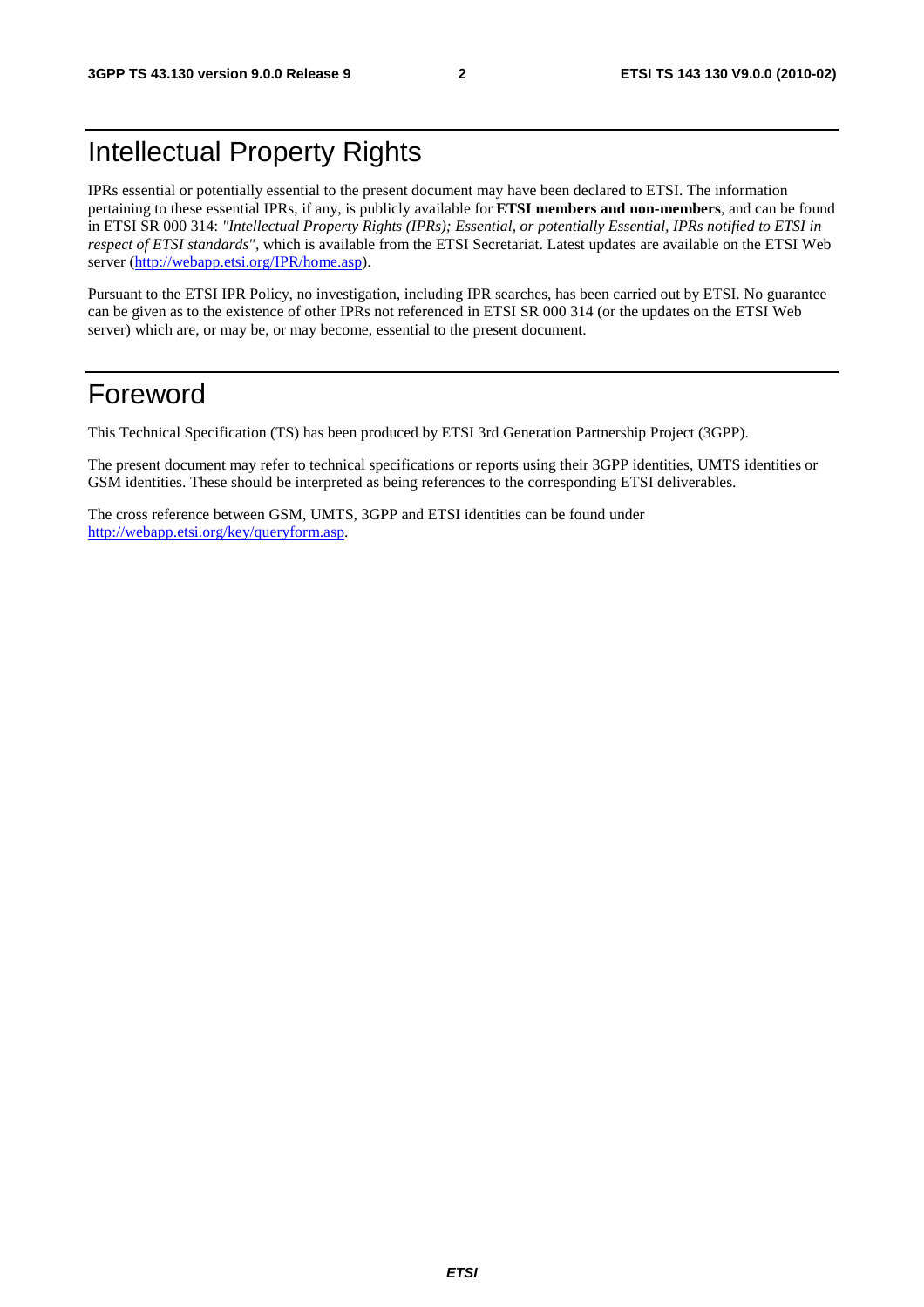# Intellectual Property Rights

IPRs essential or potentially essential to the present document may have been declared to ETSI. The information pertaining to these essential IPRs, if any, is publicly available for **ETSI members and non-members**, and can be found in ETSI SR 000 314: *"Intellectual Property Rights (IPRs); Essential, or potentially Essential, IPRs notified to ETSI in respect of ETSI standards"*, which is available from the ETSI Secretariat. Latest updates are available on the ETSI Web server (http://webapp.etsi.org/IPR/home.asp).

Pursuant to the ETSI IPR Policy, no investigation, including IPR searches, has been carried out by ETSI. No guarantee can be given as to the existence of other IPRs not referenced in ETSI SR 000 314 (or the updates on the ETSI Web server) which are, or may be, or may become, essential to the present document.

# Foreword

This Technical Specification (TS) has been produced by ETSI 3rd Generation Partnership Project (3GPP).

The present document may refer to technical specifications or reports using their 3GPP identities, UMTS identities or GSM identities. These should be interpreted as being references to the corresponding ETSI deliverables.

The cross reference between GSM, UMTS, 3GPP and ETSI identities can be found under http://webapp.etsi.org/key/queryform.asp.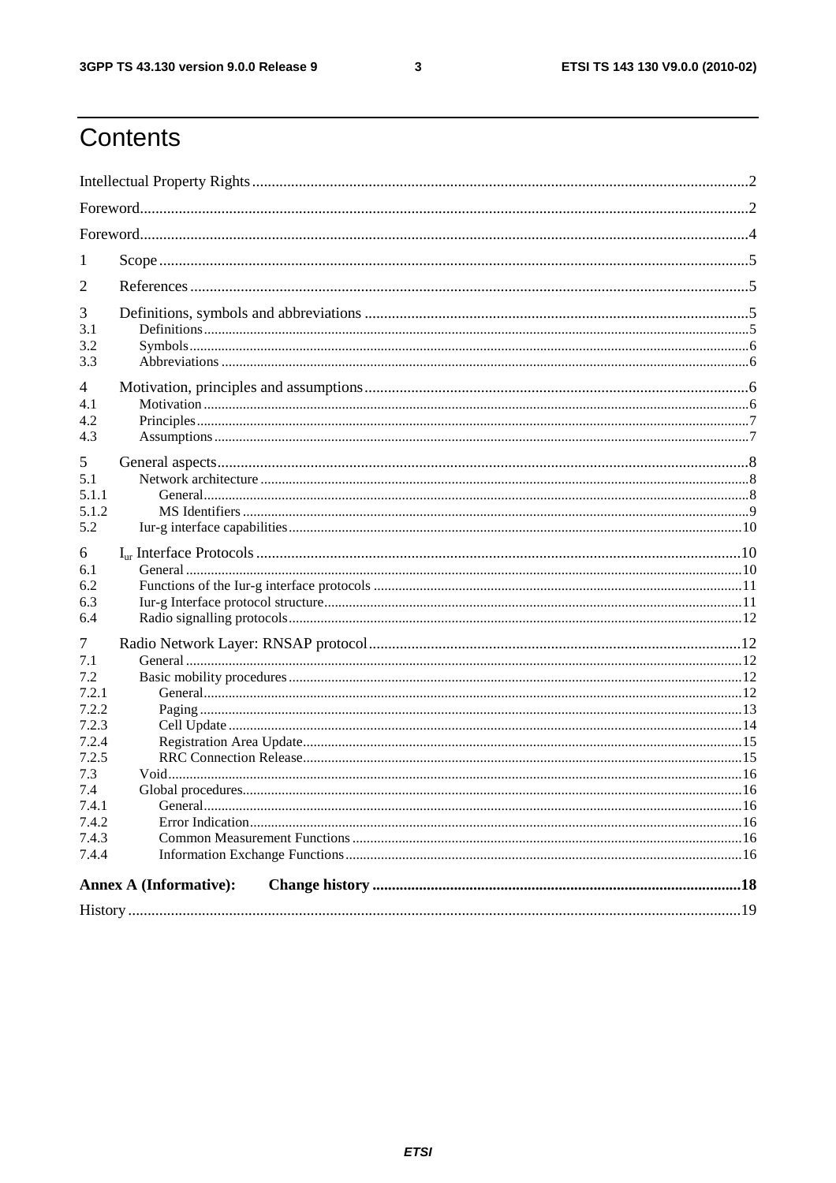# Contents

Intellectual Property Rights ..... 2
Foreword ..... 2
Foreword ..... 4
1 Scope ..... 5
2 References ..... 5
3 Definitions, symbols and abbreviations ..... 5
3.1 Definitions ..... 5
3.2 Symbols ..... 6
3.3 Abbreviations ..... 6
4 Motivation, principles and assumptions ..... 6
4.1 Motivation ..... 6
4.2 Principles ..... 7
4.3 Assumptions ..... 7
5 General aspects ..... 8
5.1 Network architecture ..... 8
5.1.1 General ..... 8
5.1.2 MS Identifiers ..... 9
5.2 Iur-g interface capabilities ..... 10
6 $I_{ur}$ Interface Protocols ..... 10
6.1 General ..... 10
6.2 Functions of the Iur-g interface protocols ..... 11
6.3 Iur-g Interface protocol structure ..... 11
6.4 Radio signalling protocols ..... 12
7 Radio Network Layer: RNSAP protocol ..... 12
7.1 General ..... 12
7.2 Basic mobility procedures ..... 12
7.2.1 General ..... 12
7.2.2 Paging ..... 13
7.2.3 Cell Update ..... 14
7.2.4 Registration Area Update ..... 15
7.2.5 RRC Connection Release ..... 15
7.3 Void ..... 16
7.4 Global procedures ..... 16
7.4.1 General ..... 16
7.4.2 Error Indication ..... 16
7.4.3 Common Measurement Functions ..... 16
7.4.4 Information Exchange Functions ..... 16

**Annex A (Informative): Change history ..... 18**

History ..... 19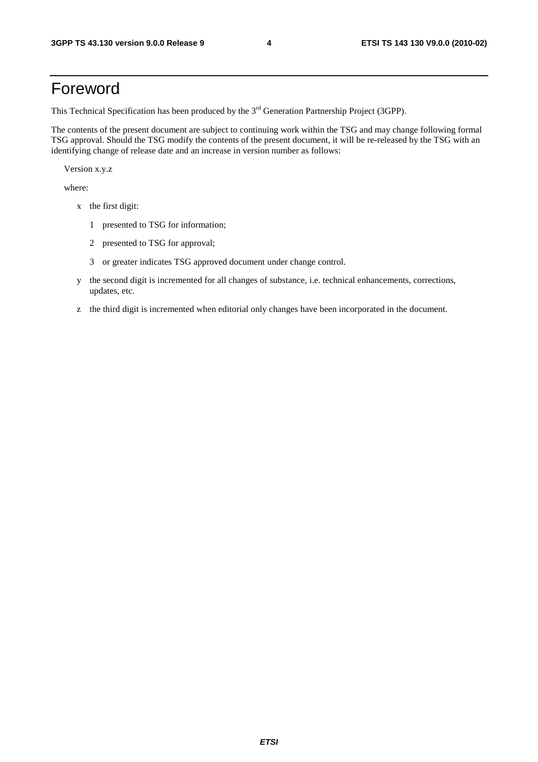# Foreword

This Technical Specification has been produced by the 3rd Generation Partnership Project (3GPP).

The contents of the present document are subject to continuing work within the TSG and may change following formal TSG approval. Should the TSG modify the contents of the present document, it will be re-released by the TSG with an identifying change of release date and an increase in version number as follows:

Version x.y.z

where:

- x the first digit:
  - 1 presented to TSG for information;
  - 2 presented to TSG for approval;
  - 3 or greater indicates TSG approved document under change control.
- y the second digit is incremented for all changes of substance, i.e. technical enhancements, corrections, updates, etc.
- z the third digit is incremented when editorial only changes have been incorporated in the document.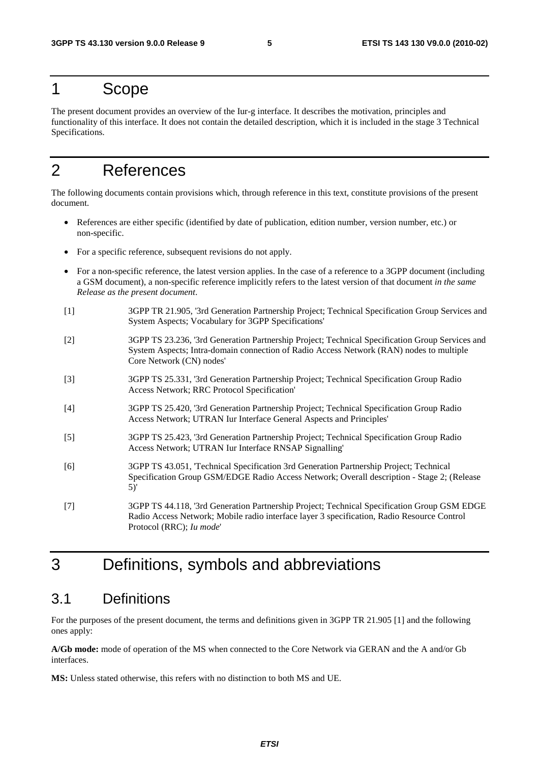# 1 Scope

The present document provides an overview of the Iur-g interface. It describes the motivation, principles and functionality of this interface. It does not contain the detailed description, which it is included in the stage 3 Technical Specifications.

# 2 References

The following documents contain provisions which, through reference in this text, constitute provisions of the present document.

- References are either specific (identified by date of publication, edition number, version number, etc.) or non-specific.
- For a specific reference, subsequent revisions do not apply.
- For a non-specific reference, the latest version applies. In the case of a reference to a 3GPP document (including a GSM document), a non-specific reference implicitly refers to the latest version of that document *in the same Release as the present document*.

[1] 3GPP TR 21.905, '3rd Generation Partnership Project; Technical Specification Group Services and System Aspects; Vocabulary for 3GPP Specifications'

[2] 3GPP TS 23.236, '3rd Generation Partnership Project; Technical Specification Group Services and System Aspects; Intra-domain connection of Radio Access Network (RAN) nodes to multiple Core Network (CN) nodes'

[3] 3GPP TS 25.331, '3rd Generation Partnership Project; Technical Specification Group Radio Access Network; RRC Protocol Specification'

[4] 3GPP TS 25.420, '3rd Generation Partnership Project; Technical Specification Group Radio Access Network; UTRAN Iur Interface General Aspects and Principles'

[5] 3GPP TS 25.423, '3rd Generation Partnership Project; Technical Specification Group Radio Access Network; UTRAN Iur Interface RNSAP Signalling'

[6] 3GPP TS 43.051, 'Technical Specification 3rd Generation Partnership Project; Technical Specification Group GSM/EDGE Radio Access Network; Overall description - Stage 2; (Release 5)'

[7] 3GPP TS 44.118, '3rd Generation Partnership Project; Technical Specification Group GSM EDGE Radio Access Network; Mobile radio interface layer 3 specification, Radio Resource Control Protocol (RRC); *Iu mode*'

# 3 Definitions, symbols and abbreviations

## 3.1 Definitions

For the purposes of the present document, the terms and definitions given in 3GPP TR 21.905 [1] and the following ones apply:

**A/Gb mode:** mode of operation of the MS when connected to the Core Network via GERAN and the A and/or Gb interfaces.

**MS:** Unless stated otherwise, this refers with no distinction to both MS and UE.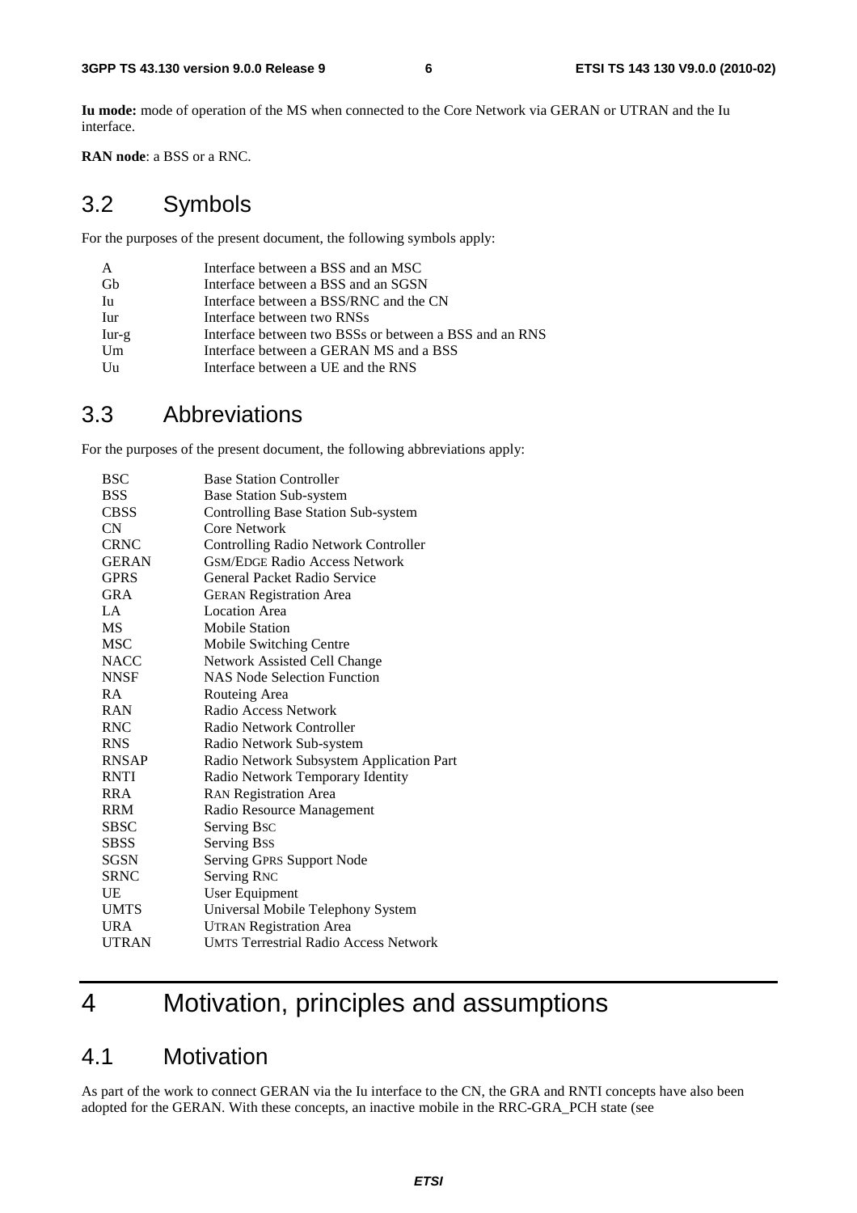**Iu mode:** mode of operation of the MS when connected to the Core Network via GERAN or UTRAN and the Iu interface.

**RAN node**: a BSS or a RNC.

## 3.2 Symbols

For the purposes of the present document, the following symbols apply:

| | |
|---|---|
| A | Interface between a BSS and an MSC |
| Gb | Interface between a BSS and an SGSN |
| Iu | Interface between a BSS/RNC and the CN |
| Iur | Interface between two RNSs |
| Iur-g | Interface between two BSSs or between a BSS and an RNS |
| Um | Interface between a GERAN MS and a BSS |
| Uu | Interface between a UE and the RNS |

## 3.3 Abbreviations

For the purposes of the present document, the following abbreviations apply:

| | |
|---|---|
| BSC | Base Station Controller |
| BSS | Base Station Sub-system |
| CBSS | Controlling Base Station Sub-system |
| CN | Core Network |
| CRNC | Controlling Radio Network Controller |
| GERAN | GSM/EDGE Radio Access Network |
| GPRS | General Packet Radio Service |
| GRA | GERAN Registration Area |
| LA | Location Area |
| MS | Mobile Station |
| MSC | Mobile Switching Centre |
| NACC | Network Assisted Cell Change |
| NNSF | NAS Node Selection Function |
| RA | Routeing Area |
| RAN | Radio Access Network |
| RNC | Radio Network Controller |
| RNS | Radio Network Sub-system |
| RNSAP | Radio Network Subsystem Application Part |
| RNTI | Radio Network Temporary Identity |
| RRA | RAN Registration Area |
| RRM | Radio Resource Management |
| SBSC | Serving BSC |
| SBSS | Serving BSS |
| SGSN | Serving GPRS Support Node |
| SRNC | Serving RNC |
| UE | User Equipment |
| UMTS | Universal Mobile Telephony System |
| URA | UTRAN Registration Area |
| UTRAN | UMTS Terrestrial Radio Access Network |

# 4 Motivation, principles and assumptions

## 4.1 Motivation

As part of the work to connect GERAN via the Iu interface to the CN, the GRA and RNTI concepts have also been adopted for the GERAN. With these concepts, an inactive mobile in the RRC-GRA_PCH state (see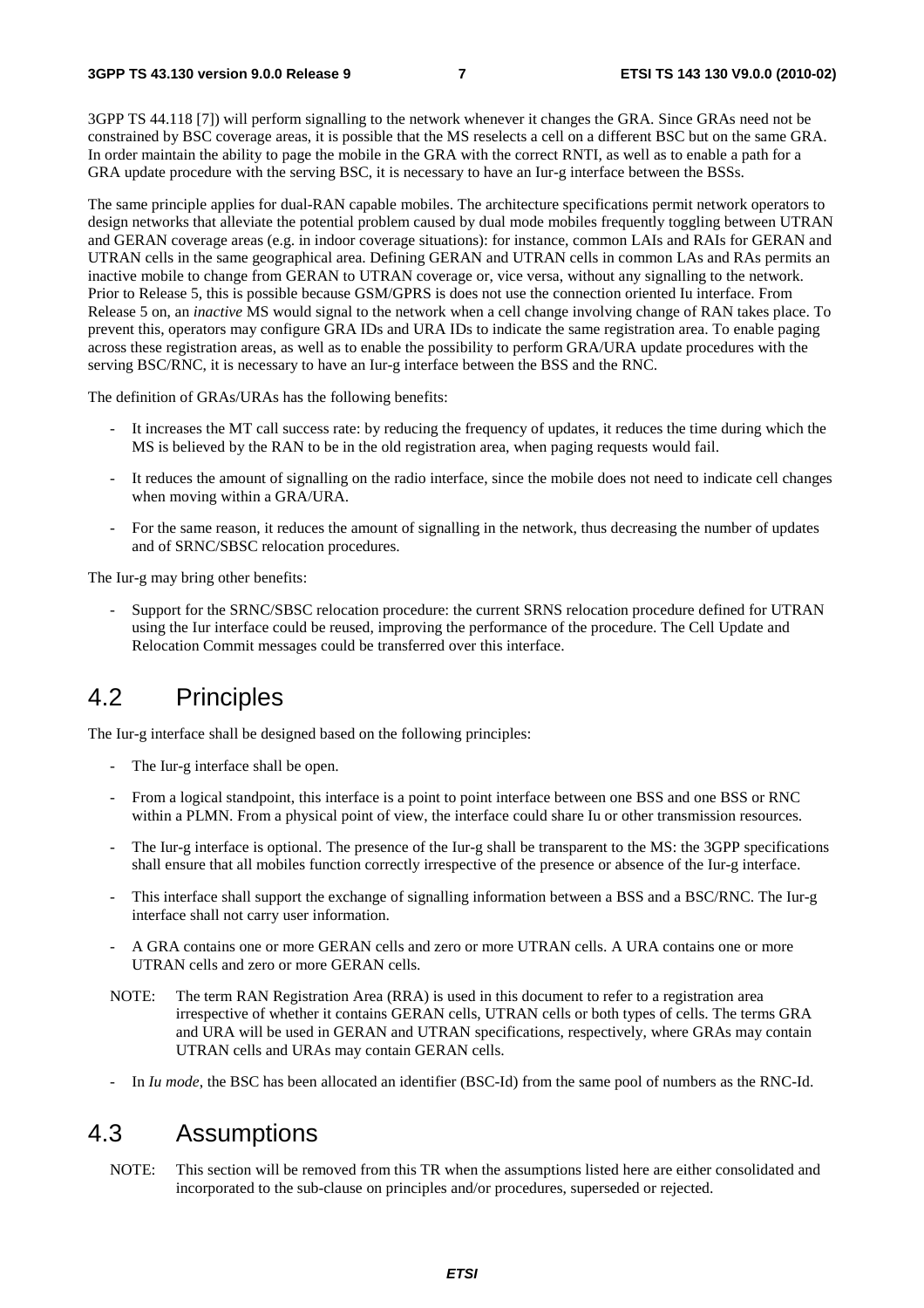3GPP TS 44.118 [7]) will perform signalling to the network whenever it changes the GRA. Since GRAs need not be constrained by BSC coverage areas, it is possible that the MS reselects a cell on a different BSC but on the same GRA. In order maintain the ability to page the mobile in the GRA with the correct RNTI, as well as to enable a path for a GRA update procedure with the serving BSC, it is necessary to have an Iur-g interface between the BSSs.

The same principle applies for dual-RAN capable mobiles. The architecture specifications permit network operators to design networks that alleviate the potential problem caused by dual mode mobiles frequently toggling between UTRAN and GERAN coverage areas (e.g. in indoor coverage situations): for instance, common LAIs and RAIs for GERAN and UTRAN cells in the same geographical area. Defining GERAN and UTRAN cells in common LAs and RAs permits an inactive mobile to change from GERAN to UTRAN coverage or, vice versa, without any signalling to the network. Prior to Release 5, this is possible because GSM/GPRS is does not use the connection oriented Iu interface. From Release 5 on, an *inactive* MS would signal to the network when a cell change involving change of RAN takes place. To prevent this, operators may configure GRA IDs and URA IDs to indicate the same registration area. To enable paging across these registration areas, as well as to enable the possibility to perform GRA/URA update procedures with the serving BSC/RNC, it is necessary to have an Iur-g interface between the BSS and the RNC.

The definition of GRAs/URAs has the following benefits:

- It increases the MT call success rate: by reducing the frequency of updates, it reduces the time during which the MS is believed by the RAN to be in the old registration area, when paging requests would fail.
- It reduces the amount of signalling on the radio interface, since the mobile does not need to indicate cell changes when moving within a GRA/URA.
- For the same reason, it reduces the amount of signalling in the network, thus decreasing the number of updates and of SRNC/SBSC relocation procedures.

The Iur-g may bring other benefits:

- Support for the SRNC/SBSC relocation procedure: the current SRNS relocation procedure defined for UTRAN using the Iur interface could be reused, improving the performance of the procedure. The Cell Update and Relocation Commit messages could be transferred over this interface.

## 4.2 Principles

The Iur-g interface shall be designed based on the following principles:

- The Iur-g interface shall be open.
- From a logical standpoint, this interface is a point to point interface between one BSS and one BSS or RNC within a PLMN. From a physical point of view, the interface could share Iu or other transmission resources.
- The Iur-g interface is optional. The presence of the Iur-g shall be transparent to the MS: the 3GPP specifications shall ensure that all mobiles function correctly irrespective of the presence or absence of the Iur-g interface.
- This interface shall support the exchange of signalling information between a BSS and a BSC/RNC. The Iur-g interface shall not carry user information.
- A GRA contains one or more GERAN cells and zero or more UTRAN cells. A URA contains one or more UTRAN cells and zero or more GERAN cells.

NOTE: The term RAN Registration Area (RRA) is used in this document to refer to a registration area irrespective of whether it contains GERAN cells, UTRAN cells or both types of cells. The terms GRA and URA will be used in GERAN and UTRAN specifications, respectively, where GRAs may contain UTRAN cells and URAs may contain GERAN cells.

- In *Iu mode*, the BSC has been allocated an identifier (BSC-Id) from the same pool of numbers as the RNC-Id.

## 4.3 Assumptions

NOTE: This section will be removed from this TR when the assumptions listed here are either consolidated and incorporated to the sub-clause on principles and/or procedures, superseded or rejected.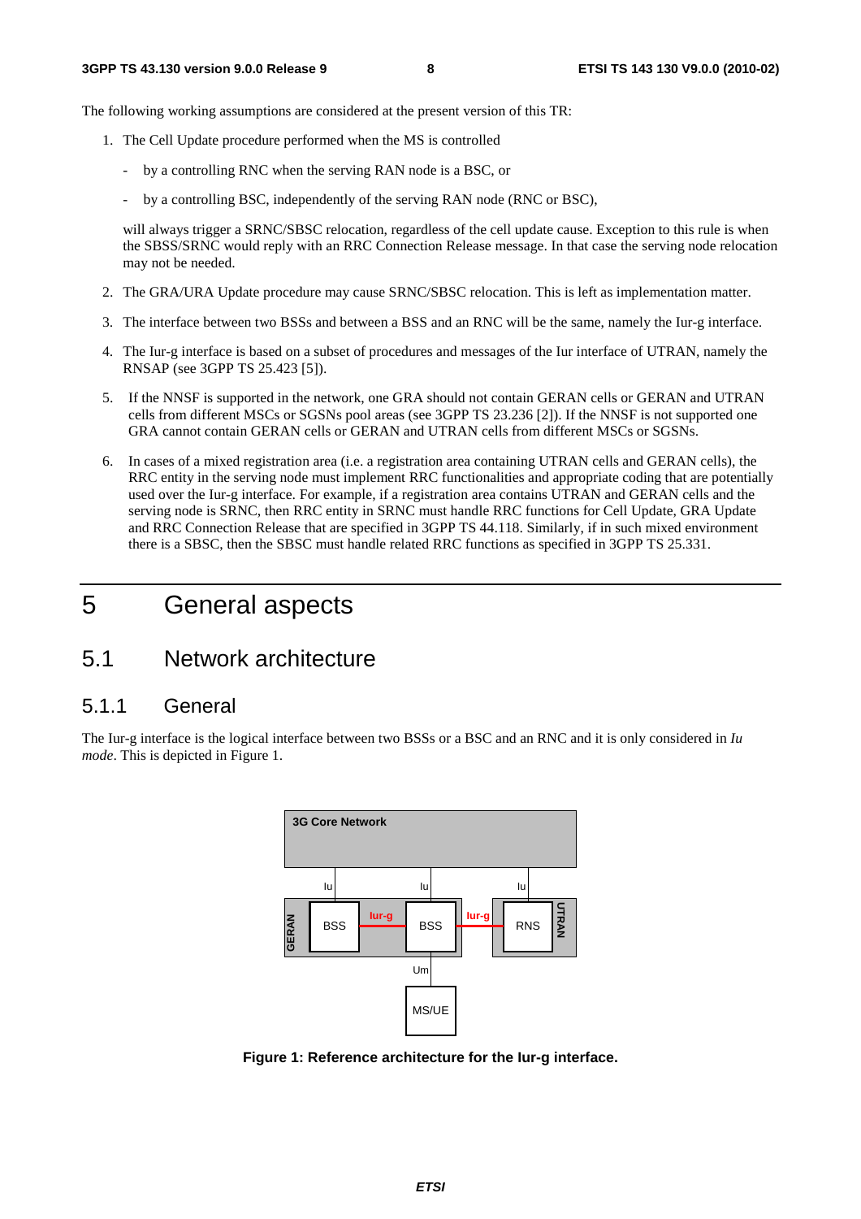The following working assumptions are considered at the present version of this TR:

1. The Cell Update procedure performed when the MS is controlled

   - by a controlling RNC when the serving RAN node is a BSC, or
   - by a controlling BSC, independently of the serving RAN node (RNC or BSC),

   will always trigger a SRNC/SBSC relocation, regardless of the cell update cause. Exception to this rule is when the SBSS/SRNC would reply with an RRC Connection Release message. In that case the serving node relocation may not be needed.

2. The GRA/URA Update procedure may cause SRNC/SBSC relocation. This is left as implementation matter.

3. The interface between two BSSs and between a BSS and an RNC will be the same, namely the Iur-g interface.

4. The Iur-g interface is based on a subset of procedures and messages of the Iur interface of UTRAN, namely the RNSAP (see 3GPP TS 25.423 [5]).

5. If the NNSF is supported in the network, one GRA should not contain GERAN cells or GERAN and UTRAN cells from different MSCs or SGSNs pool areas (see 3GPP TS 23.236 [2]). If the NNSF is not supported one GRA cannot contain GERAN cells or GERAN and UTRAN cells from different MSCs or SGSNs.

6. In cases of a mixed registration area (i.e. a registration area containing UTRAN cells and GERAN cells), the RRC entity in the serving node must implement RRC functionalities and appropriate coding that are potentially used over the Iur-g interface. For example, if a registration area contains UTRAN and GERAN cells and the serving node is SRNC, then RRC entity in SRNC must handle RRC functions for Cell Update, GRA Update and RRC Connection Release that are specified in 3GPP TS 44.118. Similarly, if in such mixed environment there is a SBSC, then the SBSC must handle related RRC functions as specified in 3GPP TS 25.331.

# 5 General aspects

## 5.1 Network architecture

### 5.1.1 General

The Iur-g interface is the logical interface between two BSSs or a BSC and an RNC and it is only considered in *Iu mode*. This is depicted in Figure 1.

**Figure 1: Reference architecture for the Iur-g interface.**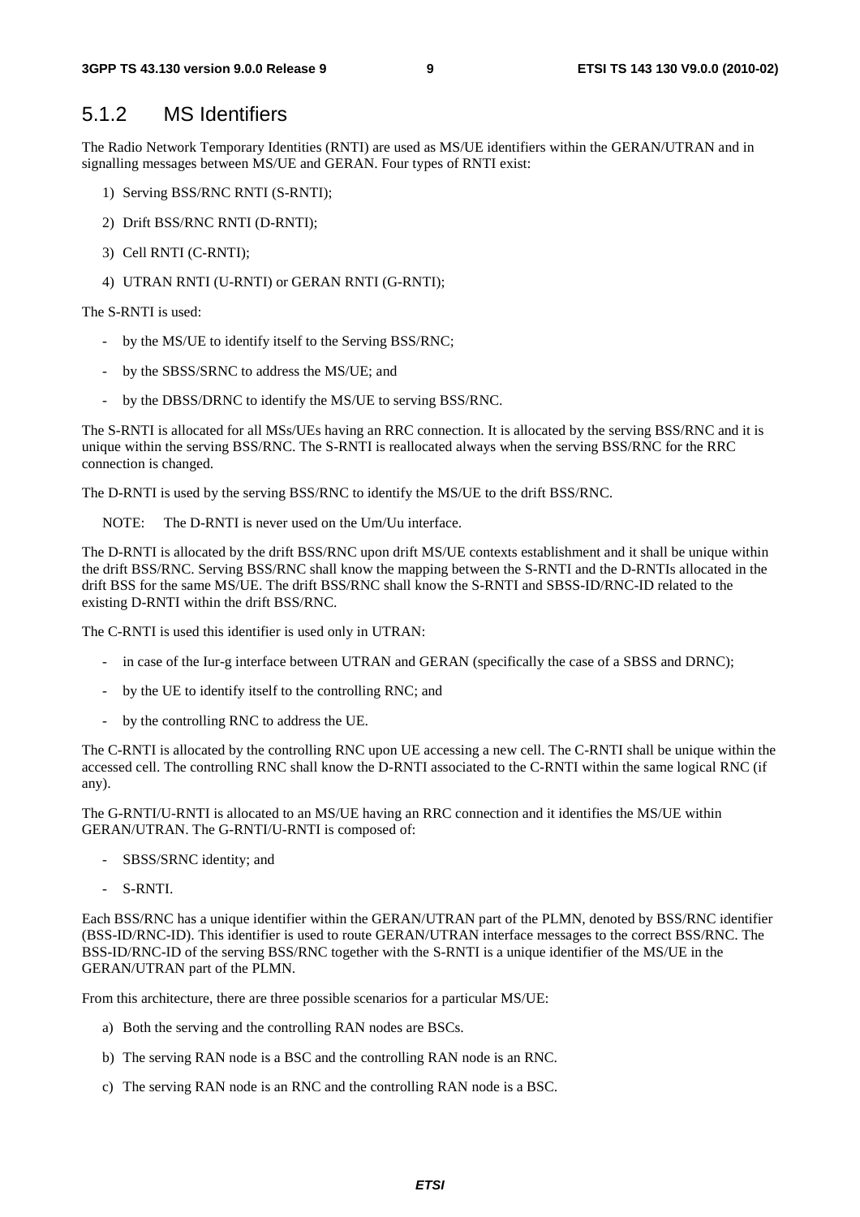### 5.1.2 MS Identifiers

The Radio Network Temporary Identities (RNTI) are used as MS/UE identifiers within the GERAN/UTRAN and in signalling messages between MS/UE and GERAN. Four types of RNTI exist:

1) Serving BSS/RNC RNTI (S-RNTI);
2) Drift BSS/RNC RNTI (D-RNTI);
3) Cell RNTI (C-RNTI);
4) UTRAN RNTI (U-RNTI) or GERAN RNTI (G-RNTI);

The S-RNTI is used:

- by the MS/UE to identify itself to the Serving BSS/RNC;
- by the SBSS/SRNC to address the MS/UE; and
- by the DBSS/DRNC to identify the MS/UE to serving BSS/RNC.

The S-RNTI is allocated for all MSs/UEs having an RRC connection. It is allocated by the serving BSS/RNC and it is unique within the serving BSS/RNC. The S-RNTI is reallocated always when the serving BSS/RNC for the RRC connection is changed.

The D-RNTI is used by the serving BSS/RNC to identify the MS/UE to the drift BSS/RNC.

NOTE: The D-RNTI is never used on the Um/Uu interface.

The D-RNTI is allocated by the drift BSS/RNC upon drift MS/UE contexts establishment and it shall be unique within the drift BSS/RNC. Serving BSS/RNC shall know the mapping between the S-RNTI and the D-RNTIs allocated in the drift BSS for the same MS/UE. The drift BSS/RNC shall know the S-RNTI and SBSS-ID/RNC-ID related to the existing D-RNTI within the drift BSS/RNC.

The C-RNTI is used this identifier is used only in UTRAN:

- in case of the Iur-g interface between UTRAN and GERAN (specifically the case of a SBSS and DRNC);
- by the UE to identify itself to the controlling RNC; and
- by the controlling RNC to address the UE.

The C-RNTI is allocated by the controlling RNC upon UE accessing a new cell. The C-RNTI shall be unique within the accessed cell. The controlling RNC shall know the D-RNTI associated to the C-RNTI within the same logical RNC (if any).

The G-RNTI/U-RNTI is allocated to an MS/UE having an RRC connection and it identifies the MS/UE within GERAN/UTRAN. The G-RNTI/U-RNTI is composed of:

- SBSS/SRNC identity; and
- S-RNTI.

Each BSS/RNC has a unique identifier within the GERAN/UTRAN part of the PLMN, denoted by BSS/RNC identifier (BSS-ID/RNC-ID). This identifier is used to route GERAN/UTRAN interface messages to the correct BSS/RNC. The BSS-ID/RNC-ID of the serving BSS/RNC together with the S-RNTI is a unique identifier of the MS/UE in the GERAN/UTRAN part of the PLMN.

From this architecture, there are three possible scenarios for a particular MS/UE:

a) Both the serving and the controlling RAN nodes are BSCs.
b) The serving RAN node is a BSC and the controlling RAN node is an RNC.
c) The serving RAN node is an RNC and the controlling RAN node is a BSC.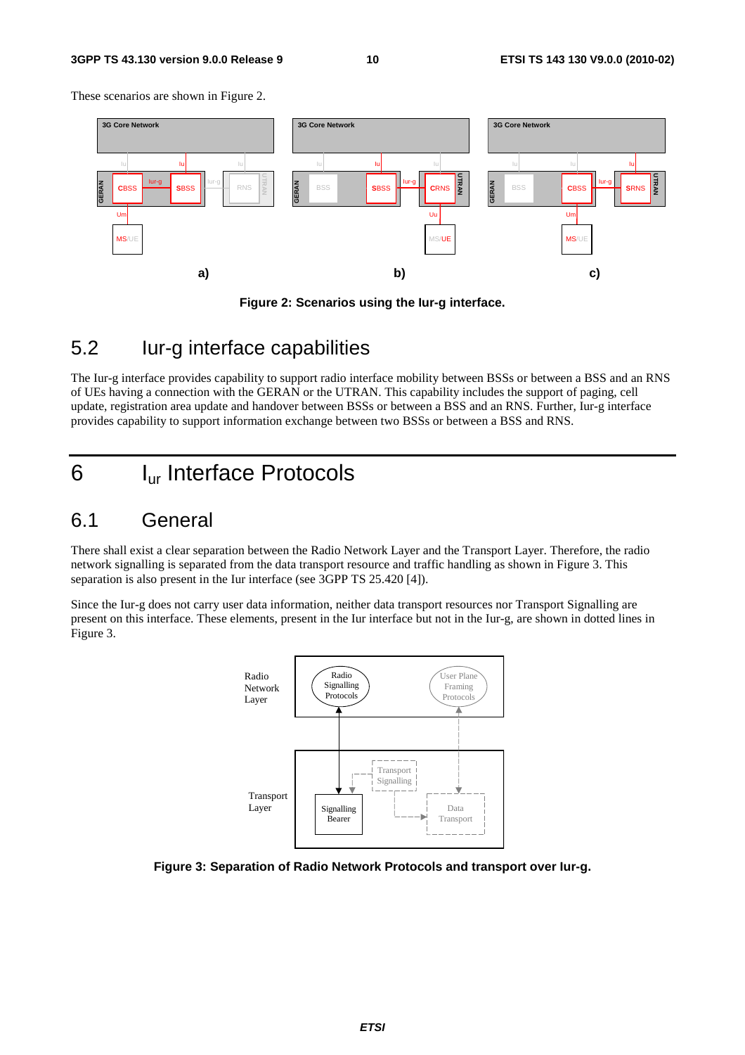These scenarios are shown in Figure 2.

**Figure 2: Scenarios using the Iur-g interface.**

## 5.2 Iur-g interface capabilities

The Iur-g interface provides capability to support radio interface mobility between BSSs or between a BSS and an RNS of UEs having a connection with the GERAN or the UTRAN. This capability includes the support of paging, cell update, registration area update and handover between BSSs or between a BSS and an RNS. Further, Iur-g interface provides capability to support information exchange between two BSSs or between a BSS and RNS.

# 6 $I_{ur}$ Interface Protocols

## 6.1 General

There shall exist a clear separation between the Radio Network Layer and the Transport Layer. Therefore, the radio network signalling is separated from the data transport resource and traffic handling as shown in Figure 3. This separation is also present in the Iur interface (see 3GPP TS 25.420 [4]).

Since the Iur-g does not carry user data information, neither data transport resources nor Transport Signalling are present on this interface. These elements, present in the Iur interface but not in the Iur-g, are shown in dotted lines in Figure 3.

**Figure 3: Separation of Radio Network Protocols and transport over Iur-g.**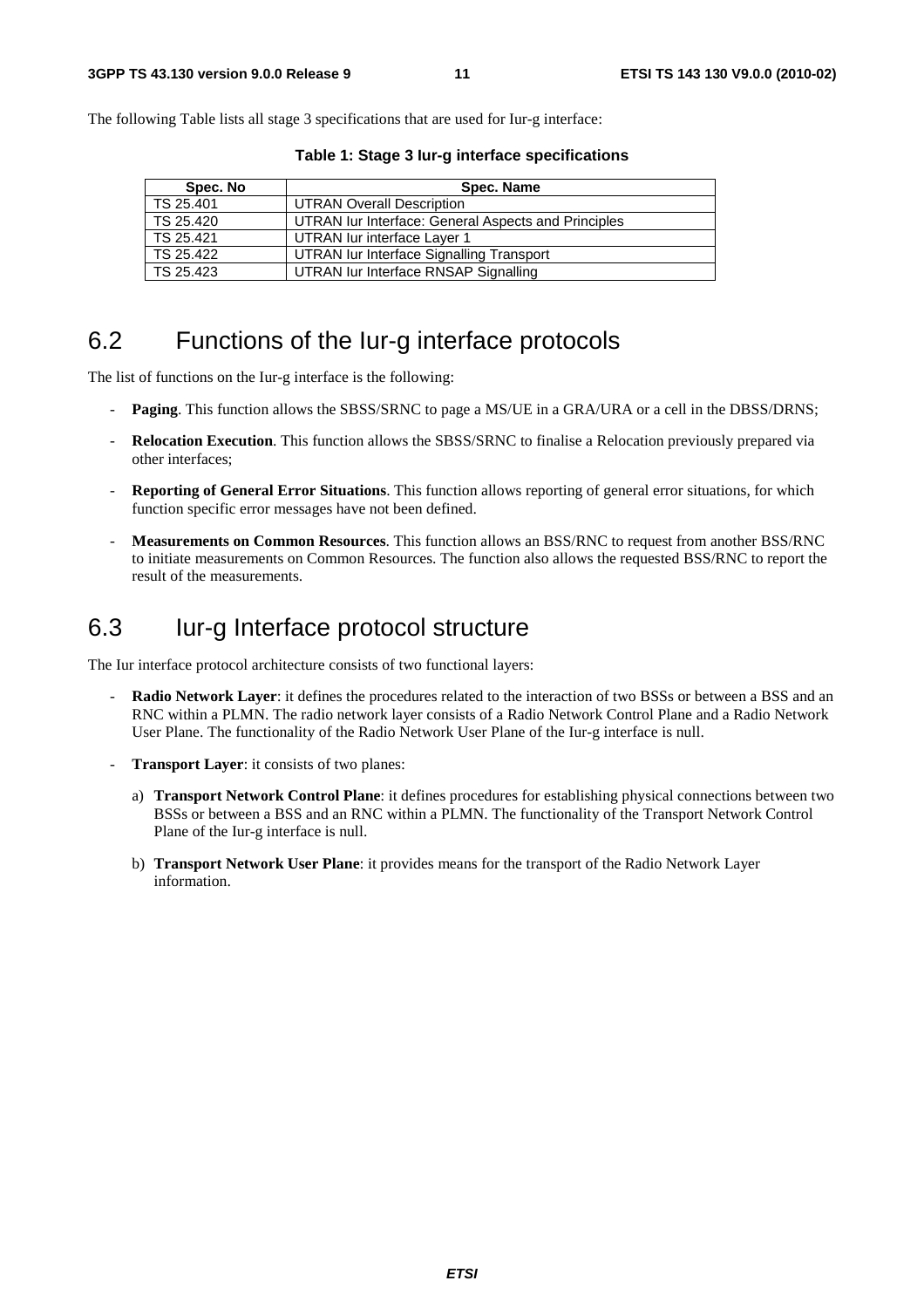The following Table lists all stage 3 specifications that are used for Iur-g interface:

**Table 1: Stage 3 Iur-g interface specifications**

| Spec. No | Spec. Name |
|---|---|
| TS 25.401 | UTRAN Overall Description |
| TS 25.420 | UTRAN Iur Interface: General Aspects and Principles |
| TS 25.421 | UTRAN Iur interface Layer 1 |
| TS 25.422 | UTRAN Iur Interface Signalling Transport |
| TS 25.423 | UTRAN Iur Interface RNSAP Signalling |

## 6.2 Functions of the Iur-g interface protocols

The list of functions on the Iur-g interface is the following:

- **Paging**. This function allows the SBSS/SRNC to page a MS/UE in a GRA/URA or a cell in the DBSS/DRNS;
- **Relocation Execution**. This function allows the SBSS/SRNC to finalise a Relocation previously prepared via other interfaces;
- **Reporting of General Error Situations**. This function allows reporting of general error situations, for which function specific error messages have not been defined.
- **Measurements on Common Resources**. This function allows an BSS/RNC to request from another BSS/RNC to initiate measurements on Common Resources. The function also allows the requested BSS/RNC to report the result of the measurements.

## 6.3 Iur-g Interface protocol structure

The Iur interface protocol architecture consists of two functional layers:

- **Radio Network Layer**: it defines the procedures related to the interaction of two BSSs or between a BSS and an RNC within a PLMN. The radio network layer consists of a Radio Network Control Plane and a Radio Network User Plane. The functionality of the Radio Network User Plane of the Iur-g interface is null.
- **Transport Layer**: it consists of two planes:
  a) **Transport Network Control Plane**: it defines procedures for establishing physical connections between two BSSs or between a BSS and an RNC within a PLMN. The functionality of the Transport Network Control Plane of the Iur-g interface is null.
  b) **Transport Network User Plane**: it provides means for the transport of the Radio Network Layer information.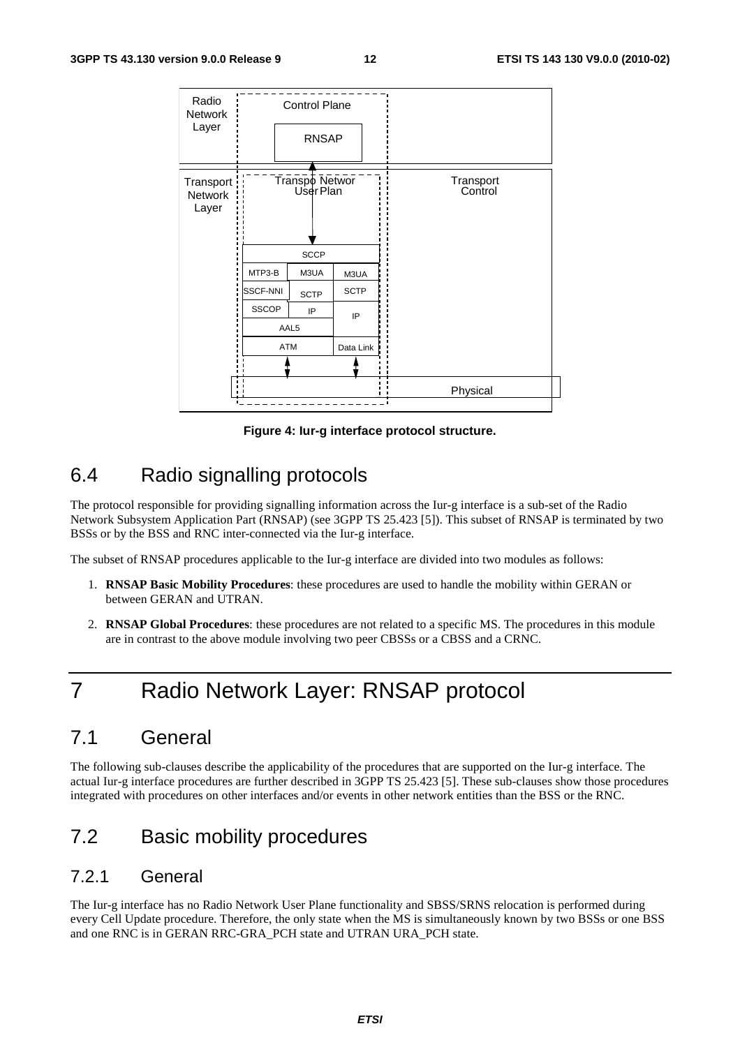**Figure 4: Iur-g interface protocol structure.**

## 6.4 Radio signalling protocols

The protocol responsible for providing signalling information across the Iur-g interface is a sub-set of the Radio Network Subsystem Application Part (RNSAP) (see 3GPP TS 25.423 [5]). This subset of RNSAP is terminated by two BSSs or by the BSS and RNC inter-connected via the Iur-g interface.

The subset of RNSAP procedures applicable to the Iur-g interface are divided into two modules as follows:

1. **RNSAP Basic Mobility Procedures**: these procedures are used to handle the mobility within GERAN or between GERAN and UTRAN.
2. **RNSAP Global Procedures**: these procedures are not related to a specific MS. The procedures in this module are in contrast to the above module involving two peer CBSSs or a CBSS and a CRNC.

# 7 Radio Network Layer: RNSAP protocol

## 7.1 General

The following sub-clauses describe the applicability of the procedures that are supported on the Iur-g interface. The actual Iur-g interface procedures are further described in 3GPP TS 25.423 [5]. These sub-clauses show those procedures integrated with procedures on other interfaces and/or events in other network entities than the BSS or the RNC.

## 7.2 Basic mobility procedures

### 7.2.1 General

The Iur-g interface has no Radio Network User Plane functionality and SBSS/SRNS relocation is performed during every Cell Update procedure. Therefore, the only state when the MS is simultaneously known by two BSSs or one BSS and one RNC is in GERAN RRC-GRA_PCH state and UTRAN URA_PCH state.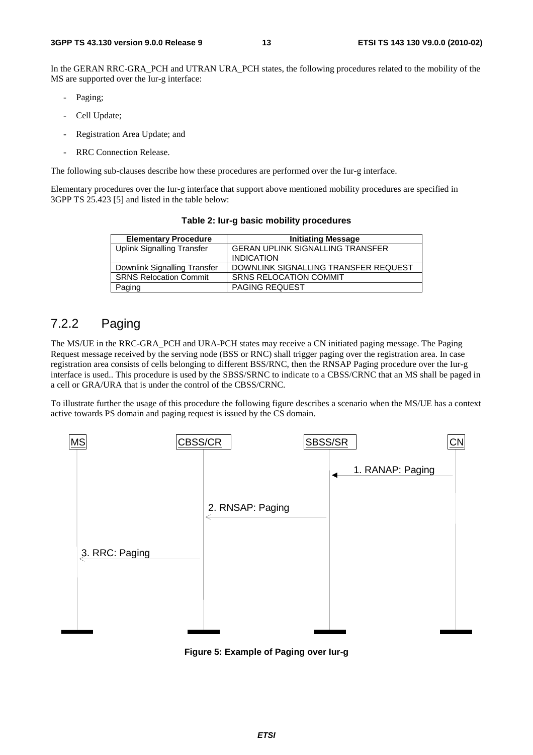In the GERAN RRC-GRA_PCH and UTRAN URA_PCH states, the following procedures related to the mobility of the MS are supported over the Iur-g interface:

- Paging;
- Cell Update;
- Registration Area Update; and
- RRC Connection Release.

The following sub-clauses describe how these procedures are performed over the Iur-g interface.

Elementary procedures over the Iur-g interface that support above mentioned mobility procedures are specified in 3GPP TS 25.423 [5] and listed in the table below:

**Table 2: Iur-g basic mobility procedures**

| Elementary Procedure | Initiating Message |
|---|---|
| Uplink Signalling Transfer | GERAN UPLINK SIGNALLING TRANSFER INDICATION |
| Downlink Signalling Transfer | DOWNLINK SIGNALLING TRANSFER REQUEST |
| SRNS Relocation Commit | SRNS RELOCATION COMMIT |
| Paging | PAGING REQUEST |

## 7.2.2 Paging

The MS/UE in the RRC-GRA_PCH and URA-PCH states may receive a CN initiated paging message. The Paging Request message received by the serving node (BSS or RNC) shall trigger paging over the registration area. In case registration area consists of cells belonging to different BSS/RNC, then the RNSAP Paging procedure over the Iur-g interface is used.. This procedure is used by the SBSS/SRNC to indicate to a CBSS/CRNC that an MS shall be paged in a cell or GRA/URA that is under the control of the CBSS/CRNC.

To illustrate further the usage of this procedure the following figure describes a scenario when the MS/UE has a context active towards PS domain and paging request is issued by the CS domain.

MS | CBSS/CR | SBSS/SR | CN

1. RANAP: Paging

2. RNSAP: Paging

3. RRC: Paging

**Figure 5: Example of Paging over Iur-g**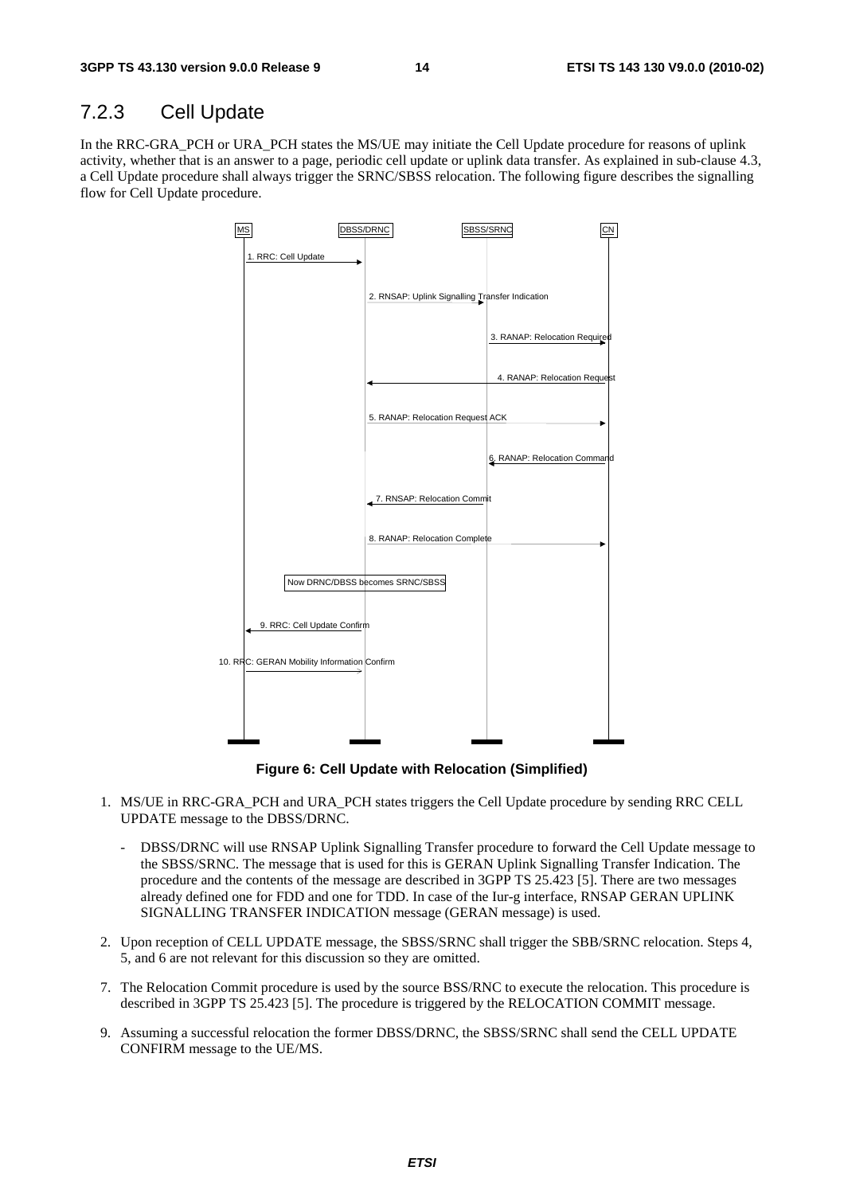### 7.2.3 Cell Update

In the RRC-GRA_PCH or URA_PCH states the MS/UE may initiate the Cell Update procedure for reasons of uplink activity, whether that is an answer to a page, periodic cell update or uplink data transfer. As explained in sub-clause 4.3, a Cell Update procedure shall always trigger the SRNC/SBSS relocation. The following figure describes the signalling flow for Cell Update procedure.

MS | DBSS/DRNC | SBSS/SRNC | CN

1. RRC: Cell Update
2. RNSAP: Uplink Signalling Transfer Indication
3. RANAP: Relocation Required
4. RANAP: Relocation Request
5. RANAP: Relocation Request ACK
6. RANAP: Relocation Command
7. RNSAP: Relocation Commit
8. RANAP: Relocation Complete

Now DRNC/DBSS becomes SRNC/SBSS

9. RRC: Cell Update Confirm
10. RRC: GERAN Mobility Information Confirm

**Figure 6: Cell Update with Relocation (Simplified)**

1. MS/UE in RRC-GRA_PCH and URA_PCH states triggers the Cell Update procedure by sending RRC CELL UPDATE message to the DBSS/DRNC.
   - DBSS/DRNC will use RNSAP Uplink Signalling Transfer procedure to forward the Cell Update message to the SBSS/SRNC. The message that is used for this is GERAN Uplink Signalling Transfer Indication. The procedure and the contents of the message are described in 3GPP TS 25.423 [5]. There are two messages already defined one for FDD and one for TDD. In case of the Iur-g interface, RNSAP GERAN UPLINK SIGNALLING TRANSFER INDICATION message (GERAN message) is used.
2. Upon reception of CELL UPDATE message, the SBSS/SRNC shall trigger the SBB/SRNC relocation. Steps 4, 5, and 6 are not relevant for this discussion so they are omitted.
7. The Relocation Commit procedure is used by the source BSS/RNC to execute the relocation. This procedure is described in 3GPP TS 25.423 [5]. The procedure is triggered by the RELOCATION COMMIT message.
9. Assuming a successful relocation the former DBSS/DRNC, the SBSS/SRNC shall send the CELL UPDATE CONFIRM message to the UE/MS.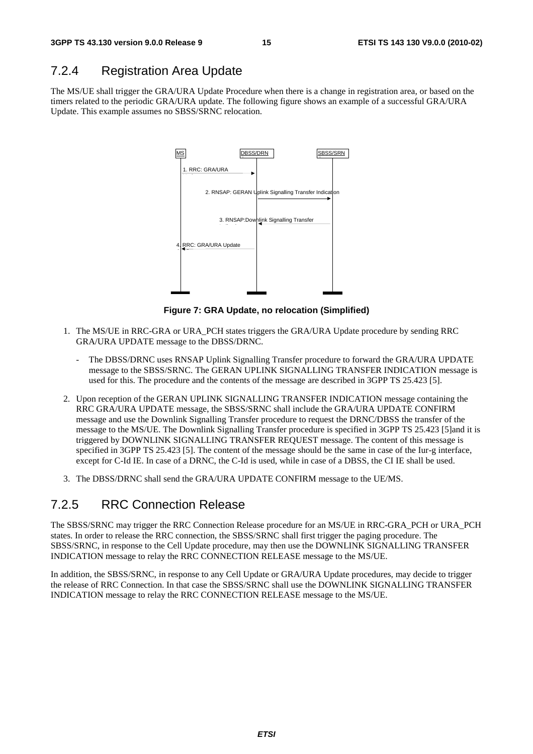## 7.2.4 Registration Area Update

The MS/UE shall trigger the GRA/URA Update Procedure when there is a change in registration area, or based on the timers related to the periodic GRA/URA update. The following figure shows an example of a successful GRA/URA Update. This example assumes no SBSS/SRNC relocation.

**Figure 7: GRA Update, no relocation (Simplified)**

1. The MS/UE in RRC-GRA or URA_PCH states triggers the GRA/URA Update procedure by sending RRC GRA/URA UPDATE message to the DBSS/DRNC.

   - The DBSS/DRNC uses RNSAP Uplink Signalling Transfer procedure to forward the GRA/URA UPDATE message to the SBSS/SRNC. The GERAN UPLINK SIGNALLING TRANSFER INDICATION message is used for this. The procedure and the contents of the message are described in 3GPP TS 25.423 [5].

2. Upon reception of the GERAN UPLINK SIGNALLING TRANSFER INDICATION message containing the RRC GRA/URA UPDATE message, the SBSS/SRNC shall include the GRA/URA UPDATE CONFIRM message and use the Downlink Signalling Transfer procedure to request the DRNC/DBSS the transfer of the message to the MS/UE. The Downlink Signalling Transfer procedure is specified in 3GPP TS 25.423 [5]and it is triggered by DOWNLINK SIGNALLING TRANSFER REQUEST message. The content of this message is specified in 3GPP TS 25.423 [5]. The content of the message should be the same in case of the Iur-g interface, except for C-Id IE. In case of a DRNC, the C-Id is used, while in case of a DBSS, the CI IE shall be used.

3. The DBSS/DRNC shall send the GRA/URA UPDATE CONFIRM message to the UE/MS.

## 7.2.5 RRC Connection Release

The SBSS/SRNC may trigger the RRC Connection Release procedure for an MS/UE in RRC-GRA_PCH or URA_PCH states. In order to release the RRC connection, the SBSS/SRNC shall first trigger the paging procedure. The SBSS/SRNC, in response to the Cell Update procedure, may then use the DOWNLINK SIGNALLING TRANSFER INDICATION message to relay the RRC CONNECTION RELEASE message to the MS/UE.

In addition, the SBSS/SRNC, in response to any Cell Update or GRA/URA Update procedures, may decide to trigger the release of RRC Connection. In that case the SBSS/SRNC shall use the DOWNLINK SIGNALLING TRANSFER INDICATION message to relay the RRC CONNECTION RELEASE message to the MS/UE.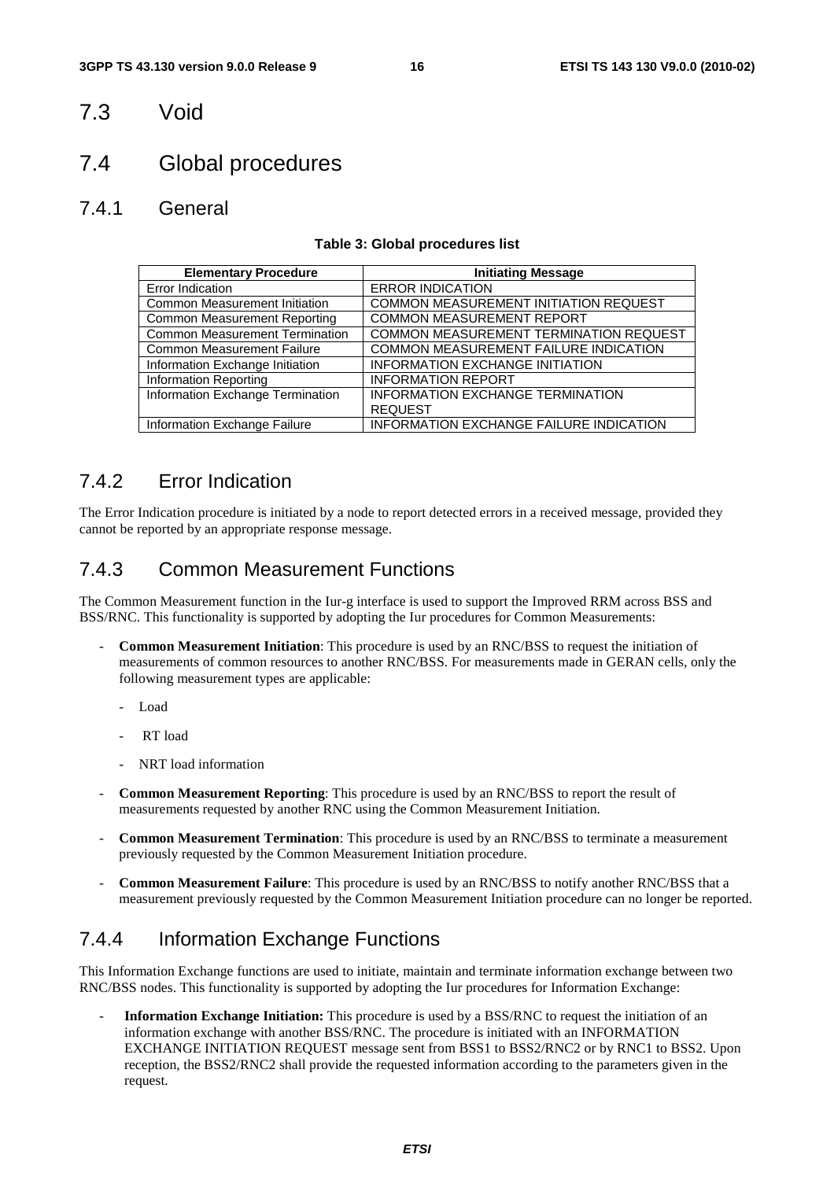## 7.3 Void

## 7.4 Global procedures

### 7.4.1 General

**Table 3: Global procedures list**

| Elementary Procedure | Initiating Message |
|---|---|
| Error Indication | ERROR INDICATION |
| Common Measurement Initiation | COMMON MEASUREMENT INITIATION REQUEST |
| Common Measurement Reporting | COMMON MEASUREMENT REPORT |
| Common Measurement Termination | COMMON MEASUREMENT TERMINATION REQUEST |
| Common Measurement Failure | COMMON MEASUREMENT FAILURE INDICATION |
| Information Exchange Initiation | INFORMATION EXCHANGE INITIATION |
| Information Reporting | INFORMATION REPORT |
| Information Exchange Termination | INFORMATION EXCHANGE TERMINATION REQUEST |
| Information Exchange Failure | INFORMATION EXCHANGE FAILURE INDICATION |

### 7.4.2 Error Indication

The Error Indication procedure is initiated by a node to report detected errors in a received message, provided they cannot be reported by an appropriate response message.

### 7.4.3 Common Measurement Functions

The Common Measurement function in the Iur-g interface is used to support the Improved RRM across BSS and BSS/RNC. This functionality is supported by adopting the Iur procedures for Common Measurements:

- **Common Measurement Initiation**: This procedure is used by an RNC/BSS to request the initiation of measurements of common resources to another RNC/BSS. For measurements made in GERAN cells, only the following measurement types are applicable:
  - Load
  - RT load
  - NRT load information
- **Common Measurement Reporting**: This procedure is used by an RNC/BSS to report the result of measurements requested by another RNC using the Common Measurement Initiation.
- **Common Measurement Termination**: This procedure is used by an RNC/BSS to terminate a measurement previously requested by the Common Measurement Initiation procedure.
- **Common Measurement Failure**: This procedure is used by an RNC/BSS to notify another RNC/BSS that a measurement previously requested by the Common Measurement Initiation procedure can no longer be reported.

### 7.4.4 Information Exchange Functions

This Information Exchange functions are used to initiate, maintain and terminate information exchange between two RNC/BSS nodes. This functionality is supported by adopting the Iur procedures for Information Exchange:

- **Information Exchange Initiation:** This procedure is used by a BSS/RNC to request the initiation of an information exchange with another BSS/RNC. The procedure is initiated with an INFORMATION EXCHANGE INITIATION REQUEST message sent from BSS1 to BSS2/RNC2 or by RNC1 to BSS2. Upon reception, the BSS2/RNC2 shall provide the requested information according to the parameters given in the request.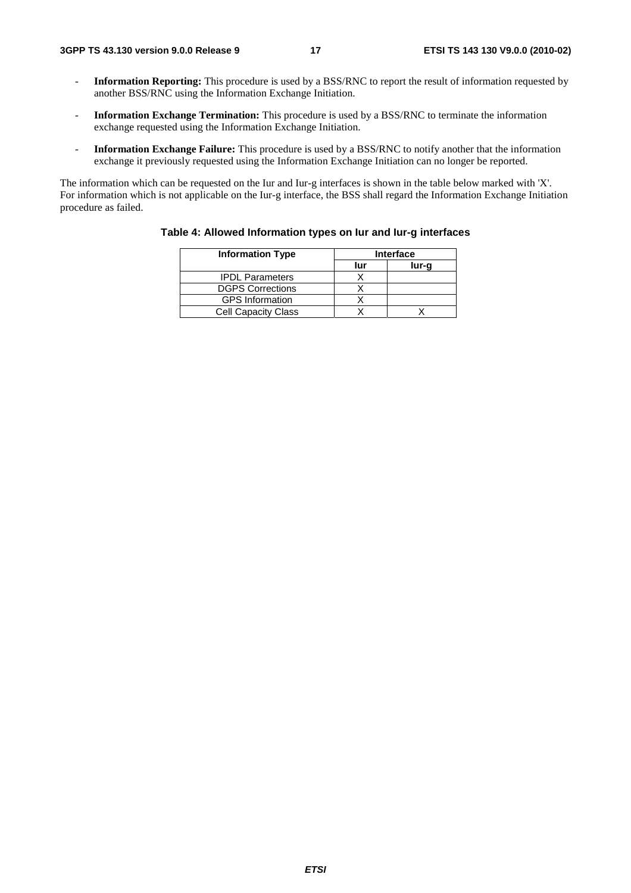- **Information Reporting:** This procedure is used by a BSS/RNC to report the result of information requested by another BSS/RNC using the Information Exchange Initiation.
- **Information Exchange Termination:** This procedure is used by a BSS/RNC to terminate the information exchange requested using the Information Exchange Initiation.
- **Information Exchange Failure:** This procedure is used by a BSS/RNC to notify another that the information exchange it previously requested using the Information Exchange Initiation can no longer be reported.

The information which can be requested on the Iur and Iur-g interfaces is shown in the table below marked with 'X'. For information which is not applicable on the Iur-g interface, the BSS shall regard the Information Exchange Initiation procedure as failed.

**Table 4: Allowed Information types on Iur and Iur-g interfaces**

| Information Type | Interface | |
|---|---|---|
| | Iur | Iur-g |
| IPDL Parameters | X | |
| DGPS Corrections | X | |
| GPS Information | X | |
| Cell Capacity Class | X | X |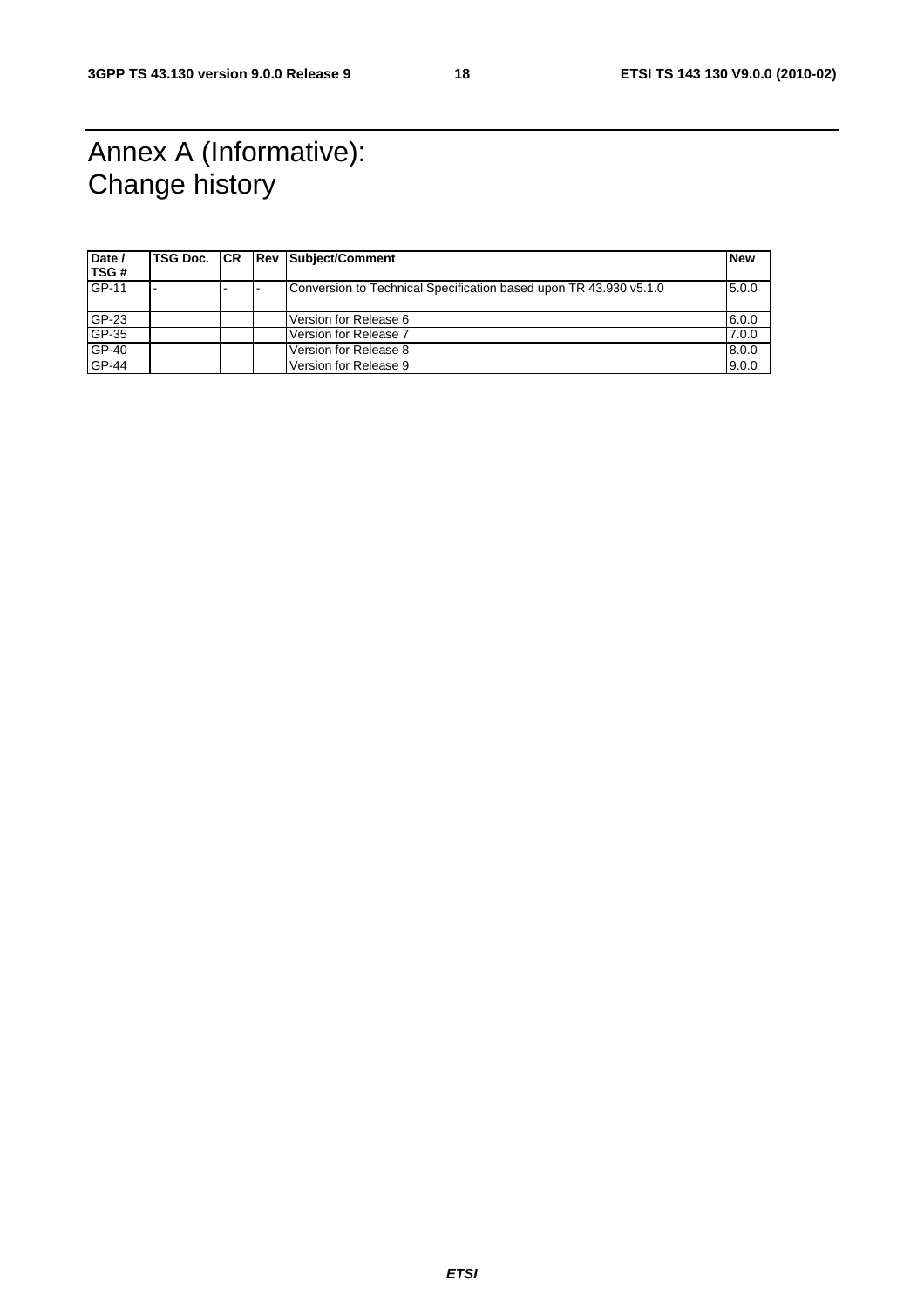# Annex A (Informative): Change history

| Date / TSG # | TSG Doc. | CR | Rev | Subject/Comment | New |
|---|---|---|---|---|---|
| GP-11 | - | - | - | Conversion to Technical Specification based upon TR 43.930 v5.1.0 | 5.0.0 |
| | | | | | |
| GP-23 | | | | Version for Release 6 | 6.0.0 |
| GP-35 | | | | Version for Release 7 | 7.0.0 |
| GP-40 | | | | Version for Release 8 | 8.0.0 |
| GP-44 | | | | Version for Release 9 | 9.0.0 |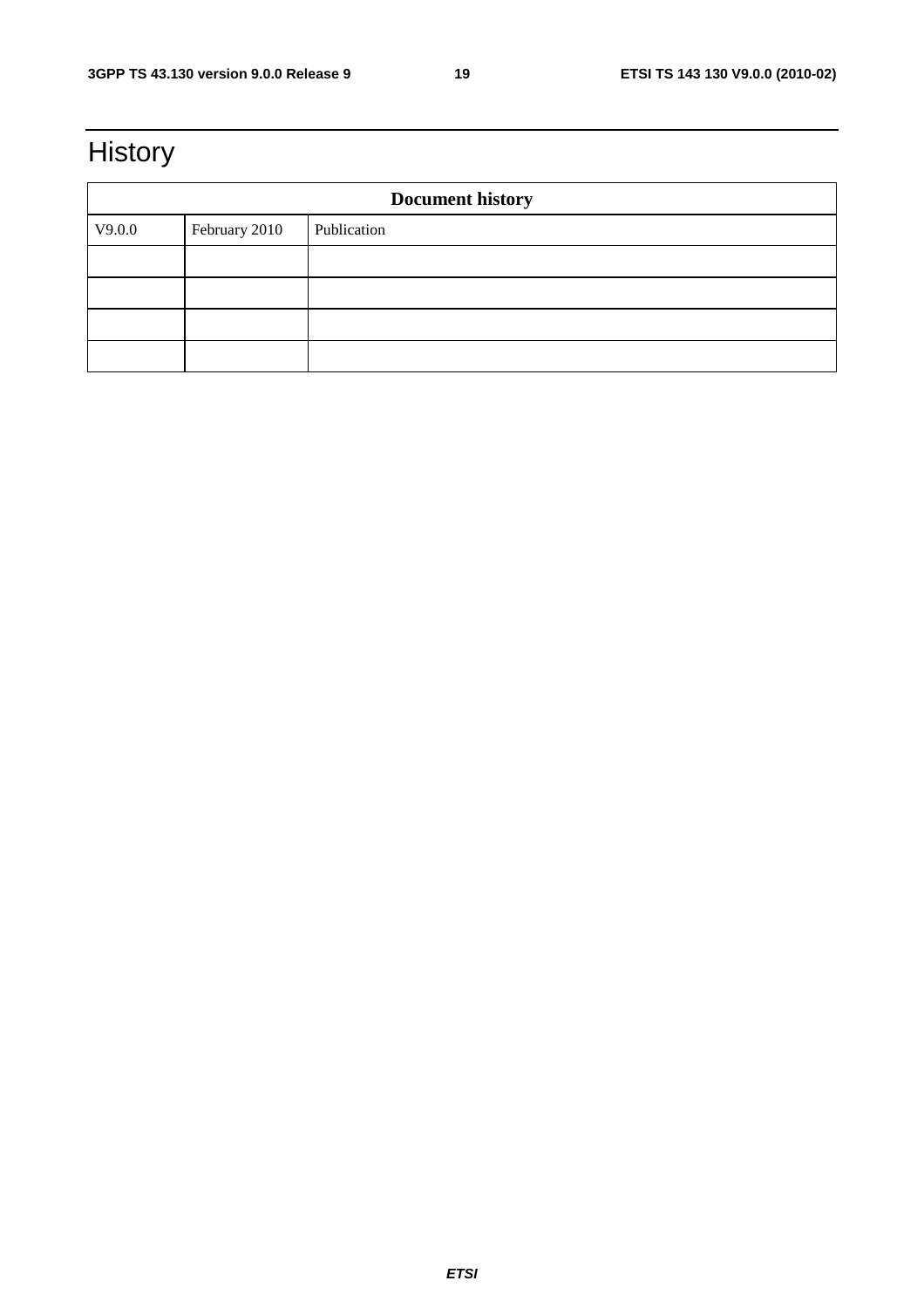# History

| Document history | | |
|---|---|---|
| V9.0.0 | February 2010 | Publication |
| | | |
| | | |
| | | |
| | | |